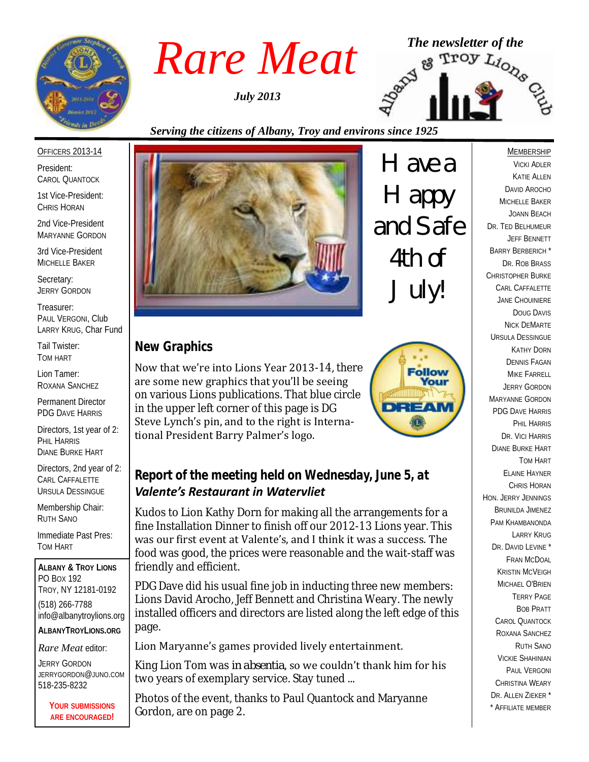# Rare Meat

*July 2013*

*The newsletter of the Albany & Troy Lions Club*

*Serving the citizens of Albany, Troy and environs since 1925*

Have a Happy and Safe 4th of July!

## New Graphics

Now that we're into Lions Year 2013-14, there are some new graphics that you'll be seeing on various Lions publications. That blue circle in the upper left corner of this page is DG Steve Lynch's pin, and to the right is International President Barry Palmer's logo.

## Report of the meeting held on Wednesday, June 5, at *Valente's Restaurant in Watervliet*

Kudos to Lion Kathy Dorn for making all the arrangements for a fine Installation Dinner to finish off our 2012-13 Lions year. This was our first event at Valente's, and I think it was a success. The food was good, the prices were reasonable and the wait-staff was friendly and efficient.

PDG Dave did his usual fine job in inducting three new members: Lions David Arocho, Jeff Bennett and Christina Weary. The newly installed officers and directors are listed along the left edge of this page.

Lion Maryanne's games provided lively entertainment.

King Lion Tom was *in absentia*, so we couldn't thank him for his two years of exemplary service. Stay tuned ...

Photos of the event, thanks to Paul Quantock and Maryanne Gordon, are on page 2.

---

**Officers 2013-14**

President:
Carol Quantock

1st Vice-President:
Chris Horan

2nd Vice-President
Maryanne Gordon

3rd Vice-President
Michelle Baker

Secretary:
Jerry Gordon

Treasurer:
Paul Vergoni, Club
Larry Krug, Char Fund

Tail Twister:
Tom Hart

Lion Tamer:
Roxana Sanchez

Permanent Director
PDG Dave Harris

Directors, 1st year of 2:
Phil Harris
Diane Burke Hart

Directors, 2nd year of 2:
Carl Caffalette
Ursula Dessingue

Membership Chair:
Ruth Sano

Immediate Past Pres:
Tom Hart

**Albany & Troy Lions**
PO Box 192
Troy, NY 12181-0192
(518) 266-7788
info@albanytroylions.org
**AlbanyTroyLions.org**

*Rare Meat* editor:
Jerry Gordon
jerrygordon@juno.com
518-235-8232

**Your submissions are encouraged!**

---

**Membership**

Vicki Adler
Katie Allen
David Arocho
Michelle Baker
JoAnn Beach
Dr. Ted Belhumeur
Jeff Bennett
Barry Berberich *
Dr. Rob Brass
Christopher Burke
Carl Caffalette
Jane Chouiniere
Doug Davis
Nick DeMarte
Ursula Dessingue
Kathy Dorn
Dennis Fagan
Mike Farrell
Jerry Gordon
Maryanne Gordon
PDG Dave Harris
Phil Harris
Dr. Vici Harris
Diane Burke Hart
Tom Hart
Elaine Hayner
Chris Horan
Hon. Jerry Jennings
Brunilda Jimenez
Pam Khambanonda
Larry Krug
Dr. David Levine *
Fran McDoal
Kristin McVeigh
Michael O'Brien
Terry Page
Bob Pratt
Carol Quantock
Roxana Sanchez
Ruth Sano
Vickie Shahinian
Paul Vergoni
Christina Weary
Dr. Allen Zieker *
* Affiliate member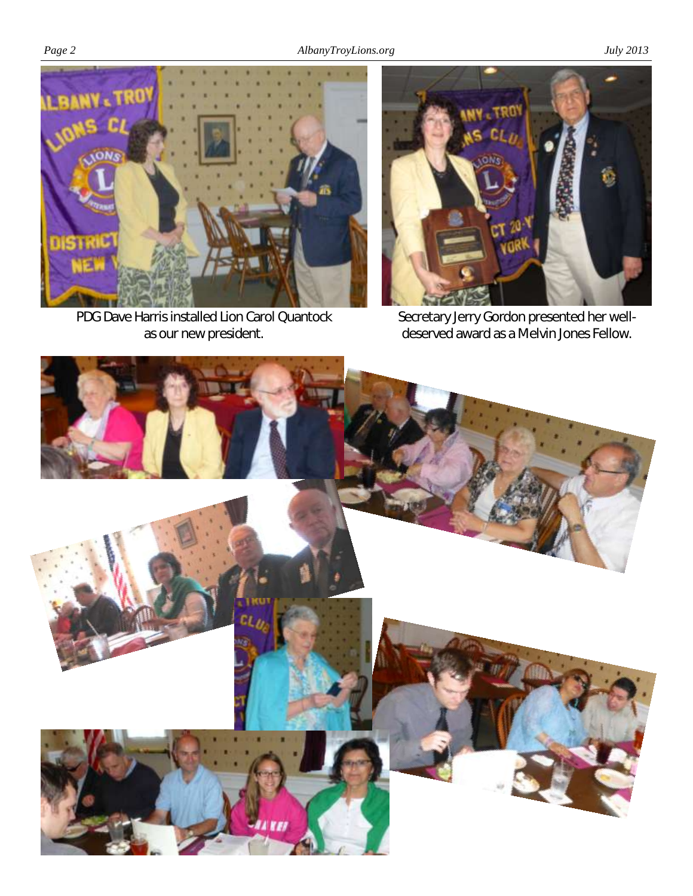PDG Dave Harris installed Lion Carol Quantock as our new president.

Secretary Jerry Gordon presented her well-deserved award as a Melvin Jones Fellow.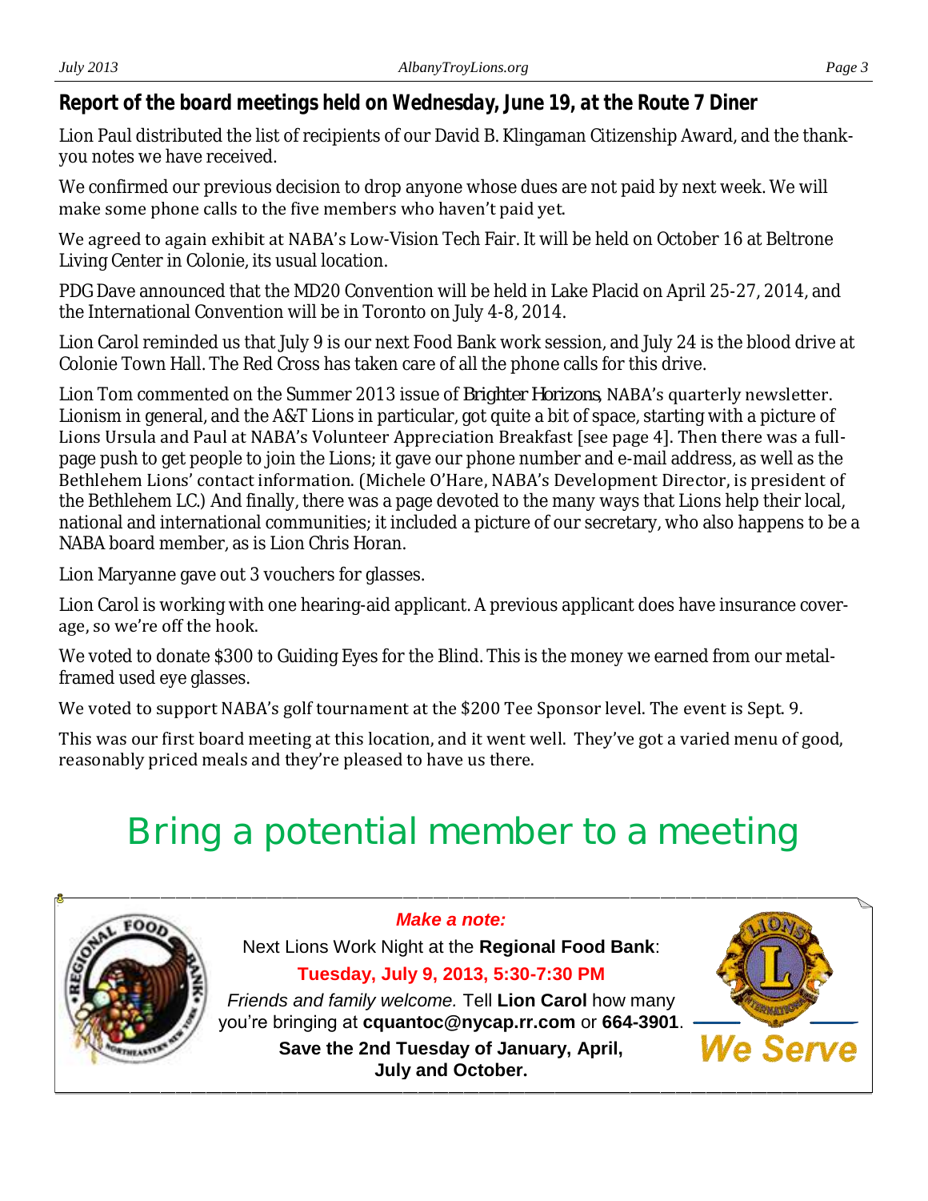## Report of the board meetings held on Wednesday, June 19, at the Route 7 Diner

Lion Paul distributed the list of recipients of our David B. Klingaman Citizenship Award, and the thank-you notes we have received.

We confirmed our previous decision to drop anyone whose dues are not paid by next week. We will make some phone calls to the five members who haven't paid yet.

We agreed to again exhibit at NABA's Low-Vision Tech Fair. It will be held on October 16 at Beltrone Living Center in Colonie, its usual location.

PDG Dave announced that the MD20 Convention will be held in Lake Placid on April 25-27, 2014, and the International Convention will be in Toronto on July 4-8, 2014.

Lion Carol reminded us that July 9 is our next Food Bank work session, and July 24 is the blood drive at Colonie Town Hall. The Red Cross has taken care of all the phone calls for this drive.

Lion Tom commented on the Summer 2013 issue of *Brighter Horizons*, NABA's quarterly newsletter. Lionism in general, and the A&T Lions in particular, got quite a bit of space, starting with a picture of Lions Ursula and Paul at NABA's Volunteer Appreciation Breakfast [see page 4]. Then there was a full-page push to get people to join the Lions; it gave our phone number and e-mail address, as well as the Bethlehem Lions' contact information. (Michele O'Hare, NABA's Development Director, is president of the Bethlehem LC.) And finally, there was a page devoted to the many ways that Lions help their local, national and international communities; it included a picture of our secretary, who also happens to be a NABA board member, as is Lion Chris Horan.

Lion Maryanne gave out 3 vouchers for glasses.

Lion Carol is working with one hearing-aid applicant. A previous applicant does have insurance coverage, so we're off the hook.

We voted to donate $300 to Guiding Eyes for the Blind. This is the money we earned from our metal-framed used eye glasses.

We voted to support NABA's golf tournament at the $200 Tee Sponsor level. The event is Sept. 9.

This was our first board meeting at this location, and it went well. They've got a varied menu of good, reasonably priced meals and they're pleased to have us there.

# Bring a potential member to a meeting

***Make a note:***

Next Lions Work Night at the **Regional Food Bank**:

**Tuesday, July 9, 2013, 5:30-7:30 PM**

*Friends and family welcome.* Tell **Lion Carol** how many you're bringing at **cquantoc@nycap.rr.com** or **664-3901**.

**Save the 2nd Tuesday of January, April, July and October.**

We Serve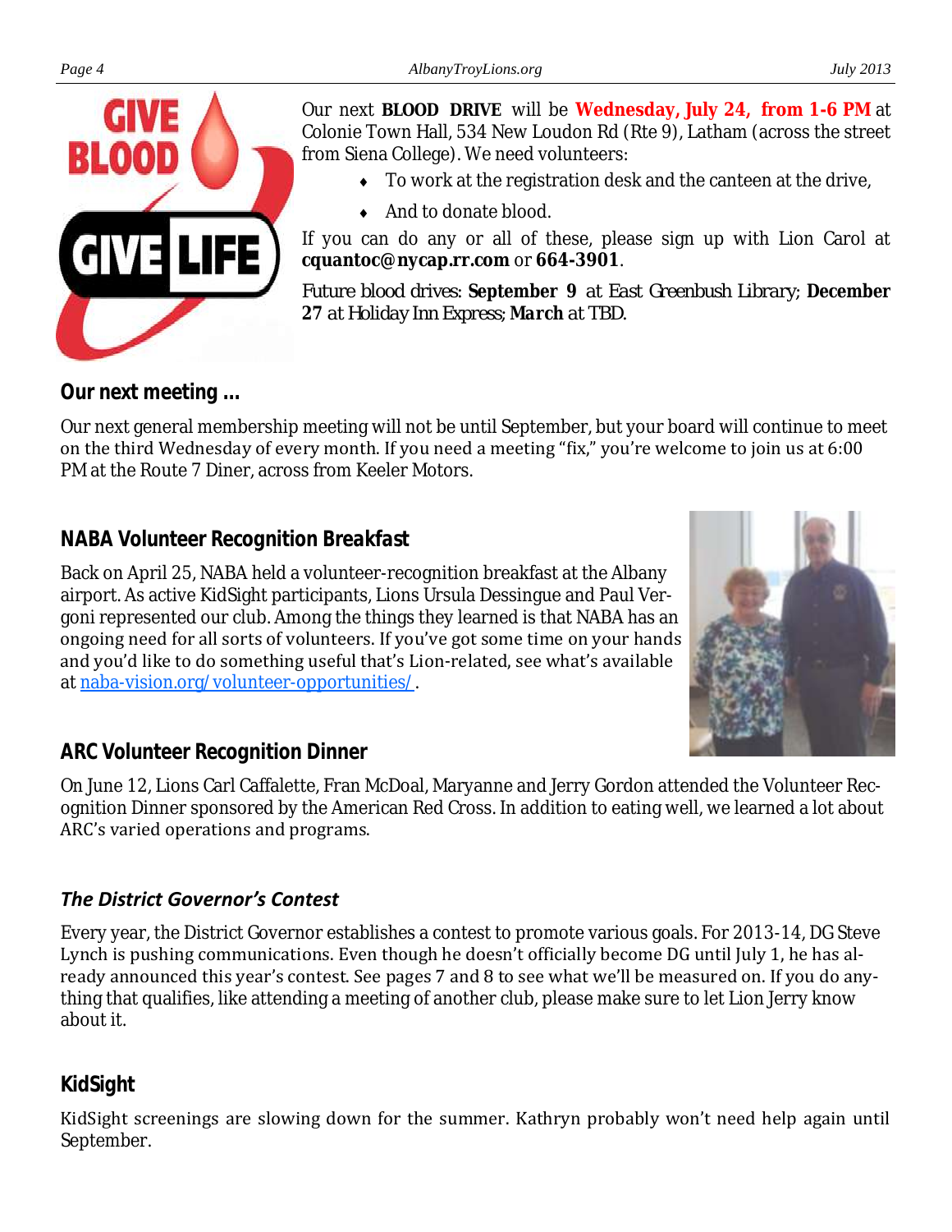Our next **BLOOD DRIVE** will be **Wednesday, July 24, from 1-6 PM** at Colonie Town Hall, 534 New Loudon Rd (Rte 9), Latham (across the street from Siena College). We need volunteers:

- To work at the registration desk and the canteen at the drive,
- And to donate blood.

If you can do any or all of these, please sign up with Lion Carol at **cquantoc@nycap.rr.com** or **664-3901**.

Future blood drives: **September 9** at East Greenbush Library; **December 27** at Holiday Inn Express; **March** at TBD.

## Our next meeting ...

Our next general membership meeting will not be until September, but your board will continue to meet on the third Wednesday of every month. If you need a meeting "fix," you're welcome to join us at 6:00 PM at the Route 7 Diner, across from Keeler Motors.

## NABA Volunteer Recognition Breakfast

Back on April 25, NABA held a volunteer-recognition breakfast at the Albany airport. As active KidSight participants, Lions Ursula Dessingue and Paul Vergoni represented our club. Among the things they learned is that NABA has an ongoing need for all sorts of volunteers. If you've got some time on your hands and you'd like to do something useful that's Lion-related, see what's available at naba-vision.org/volunteer-opportunities/.

## ARC Volunteer Recognition Dinner

On June 12, Lions Carl Caffalette, Fran McDoal, Maryanne and Jerry Gordon attended the Volunteer Recognition Dinner sponsored by the American Red Cross. In addition to eating well, we learned a lot about ARC's varied operations and programs.

## *The District Governor's Contest*

Every year, the District Governor establishes a contest to promote various goals. For 2013-14, DG Steve Lynch is pushing communications. Even though he doesn't officially become DG until July 1, he has already announced this year's contest. See pages 7 and 8 to see what we'll be measured on. If you do anything that qualifies, like attending a meeting of another club, please make sure to let Lion Jerry know about it.

## KidSight

KidSight screenings are slowing down for the summer. Kathryn probably won't need help again until September.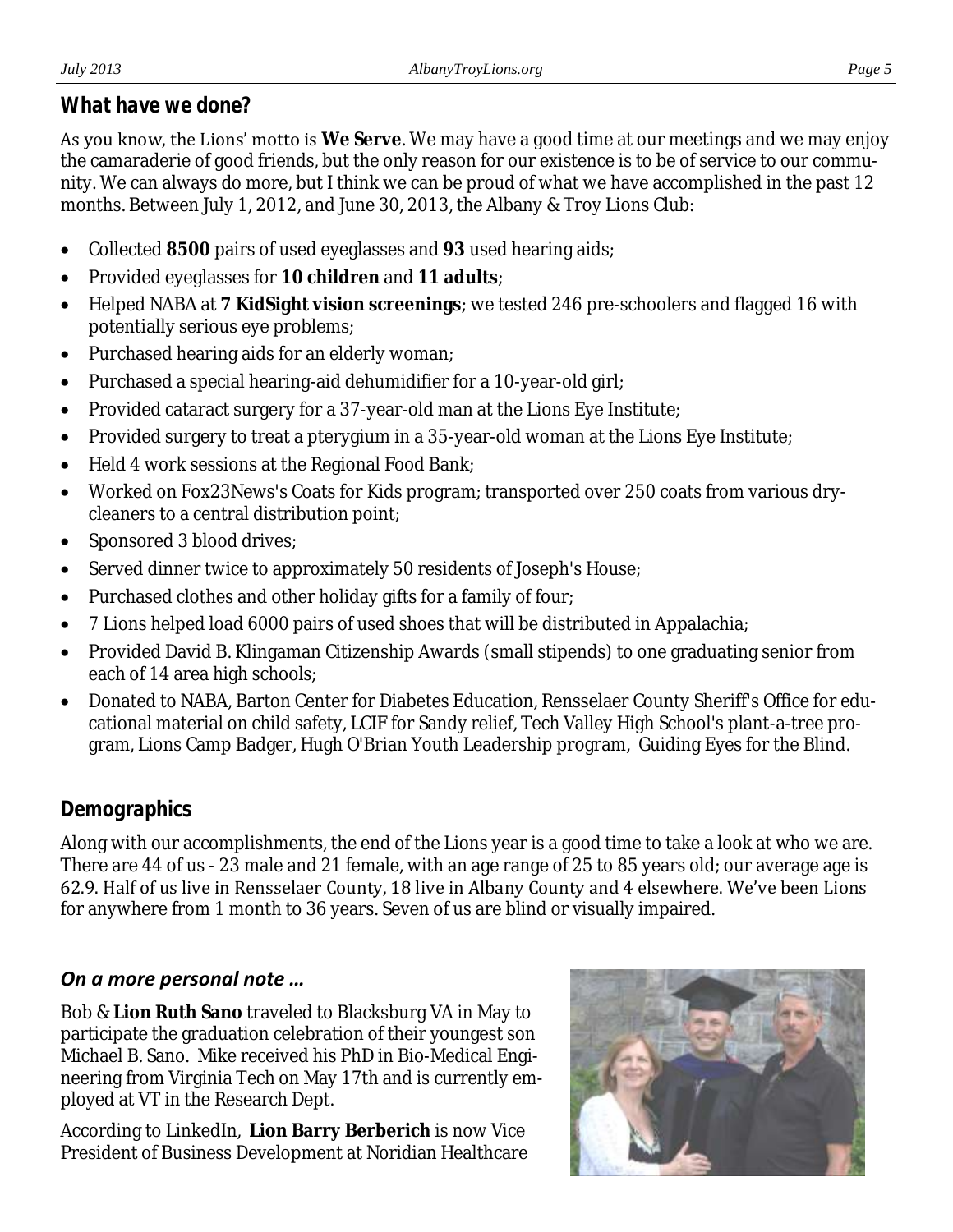## What have we done?

As you know, the Lions' motto is **We Serve**. We may have a good time at our meetings and we may enjoy the camaraderie of good friends, but the only reason for our existence is to be of service to our community. We can always do more, but I think we can be proud of what we have accomplished in the past 12 months. Between July 1, 2012, and June 30, 2013, the Albany & Troy Lions Club:

- Collected **8500** pairs of used eyeglasses and **93** used hearing aids;
- Provided eyeglasses for **10 children** and **11 adults**;
- Helped NABA at **7 KidSight vision screenings**; we tested 246 pre-schoolers and flagged 16 with potentially serious eye problems;
- Purchased hearing aids for an elderly woman;
- Purchased a special hearing-aid dehumidifier for a 10-year-old girl;
- Provided cataract surgery for a 37-year-old man at the Lions Eye Institute;
- Provided surgery to treat a pterygium in a 35-year-old woman at the Lions Eye Institute;
- Held 4 work sessions at the Regional Food Bank;
- Worked on Fox23News's Coats for Kids program; transported over 250 coats from various dry-cleaners to a central distribution point;
- Sponsored 3 blood drives;
- Served dinner twice to approximately 50 residents of Joseph's House;
- Purchased clothes and other holiday gifts for a family of four;
- 7 Lions helped load 6000 pairs of used shoes that will be distributed in Appalachia;
- Provided David B. Klingaman Citizenship Awards (small stipends) to one graduating senior from each of 14 area high schools;
- Donated to NABA, Barton Center for Diabetes Education, Rensselaer County Sheriff's Office for educational material on child safety, LCIF for Sandy relief, Tech Valley High School's plant-a-tree program, Lions Camp Badger, Hugh O'Brian Youth Leadership program, Guiding Eyes for the Blind.

## Demographics

Along with our accomplishments, the end of the Lions year is a good time to take a look at who we are. There are 44 of us - 23 male and 21 female, with an age range of 25 to 85 years old; our average age is 62.9. Half of us live in Rensselaer County, 18 live in Albany County and 4 elsewhere. We've been Lions for anywhere from 1 month to 36 years. Seven of us are blind or visually impaired.

### *On a more personal note …*

Bob & **Lion Ruth Sano** traveled to Blacksburg VA in May to participate the graduation celebration of their youngest son Michael B. Sano. Mike received his PhD in Bio-Medical Engineering from Virginia Tech on May 17th and is currently employed at VT in the Research Dept.

According to LinkedIn, **Lion Barry Berberich** is now Vice President of Business Development at Noridian Healthcare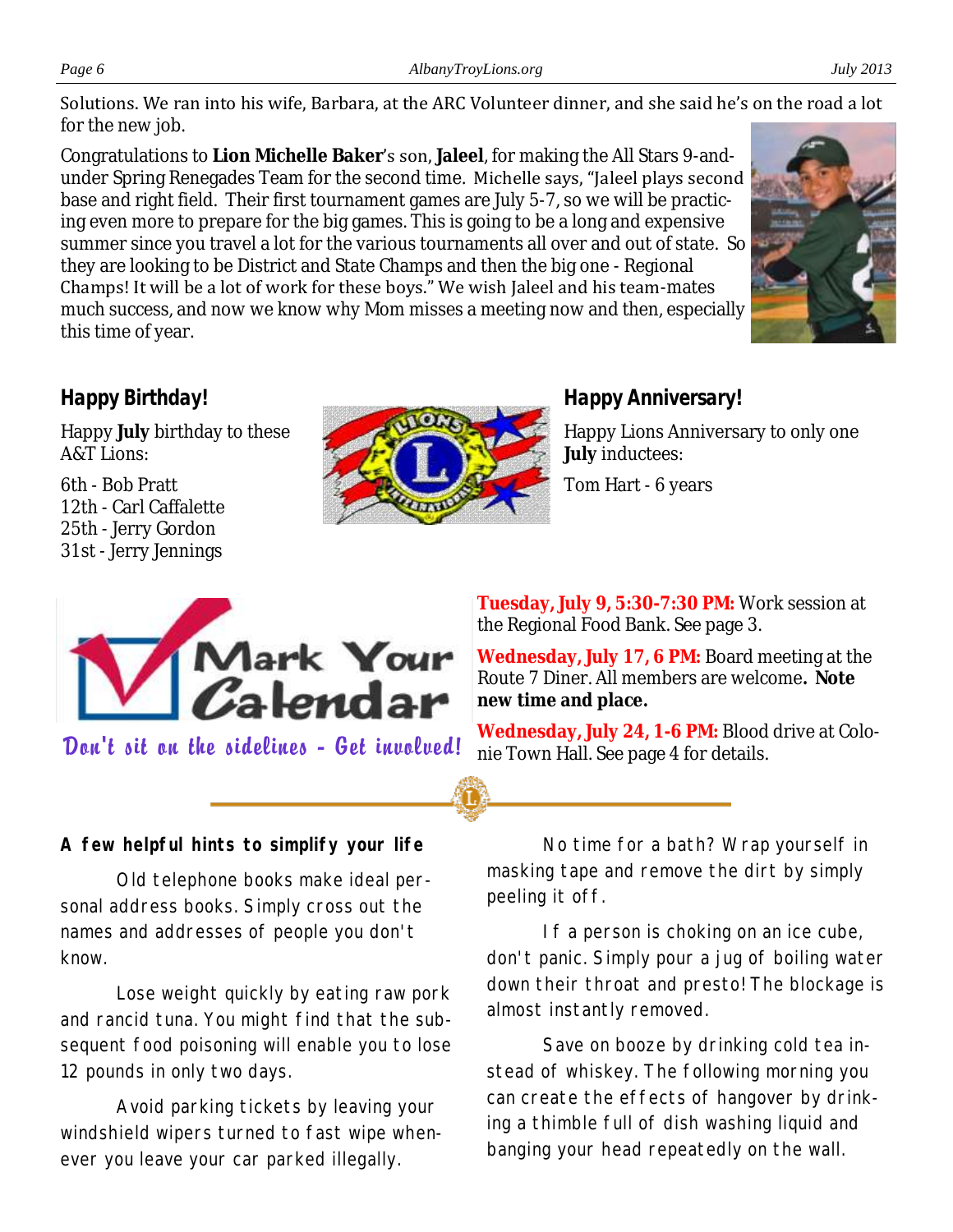Solutions. We ran into his wife, Barbara, at the ARC Volunteer dinner, and she said he's on the road a lot for the new job.

Congratulations to **Lion Michelle Baker**'s son, **Jaleel**, for making the All Stars 9-and-under Spring Renegades Team for the second time. Michelle says, "Jaleel plays second base and right field. Their first tournament games are July 5-7, so we will be practicing even more to prepare for the big games. This is going to be a long and expensive summer since you travel a lot for the various tournaments all over and out of state. So they are looking to be District and State Champs and then the big one - Regional Champs! It will be a lot of work for these boys." We wish Jaleel and his team-mates much success, and now we know why Mom misses a meeting now and then, especially this time of year.

## Happy Birthday!

Happy **July** birthday to these A&T Lions:

6th - Bob Pratt
12th - Carl Caffalette
25th - Jerry Gordon
31st - Jerry Jennings

## Happy Anniversary!

Happy Lions Anniversary to only one **July** inductees:

Tom Hart - 6 years

## Mark Your Calendar

*Don't sit on the sidelines - Get involved!*

**Tuesday, July 9, 5:30-7:30 PM:** Work session at the Regional Food Bank. See page 3.

**Wednesday, July 17, 6 PM:** Board meeting at the Route 7 Diner. All members are welcome**. Note new time and place.**

**Wednesday, July 24, 1-6 PM:** Blood drive at Colonie Town Hall. See page 4 for details.

## A few helpful hints to simplify your life

Old telephone books make ideal personal address books. Simply cross out the names and addresses of people you don't know.

Lose weight quickly by eating raw pork and rancid tuna. You might find that the subsequent food poisoning will enable you to lose 12 pounds in only two days.

Avoid parking tickets by leaving your windshield wipers turned to fast wipe whenever you leave your car parked illegally.

No time for a bath? Wrap yourself in masking tape and remove the dirt by simply peeling it off.

If a person is choking on an ice cube, don't panic. Simply pour a jug of boiling water down their throat and presto! The blockage is almost instantly removed.

Save on booze by drinking cold tea instead of whiskey. The following morning you can create the effects of hangover by drinking a thimble full of dish washing liquid and banging your head repeatedly on the wall.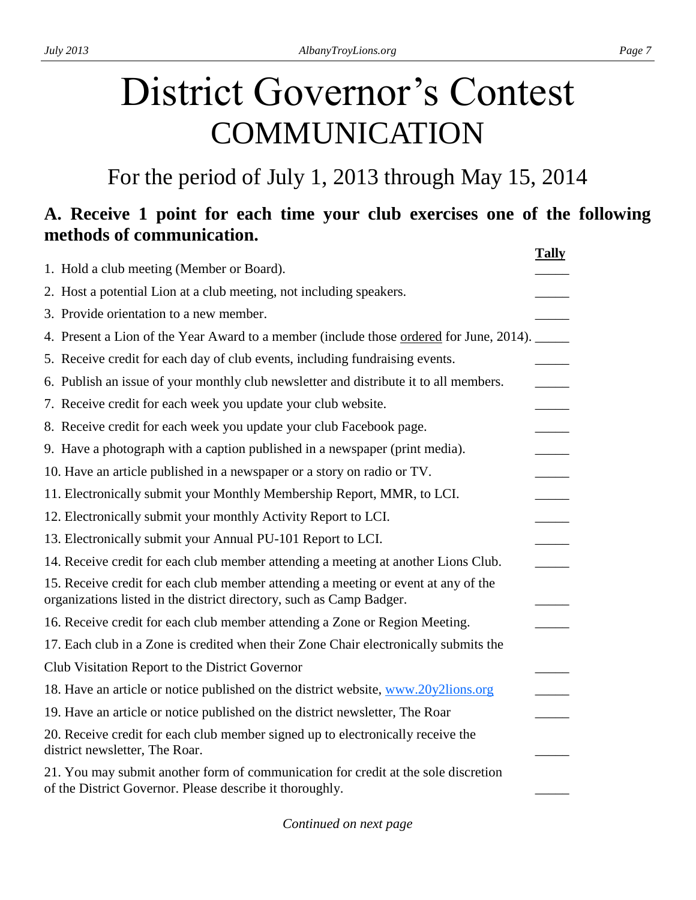# District Governor's Contest
## COMMUNICATION

### For the period of July 1, 2013 through May 15, 2014

**A. Receive 1 point for each time your club exercises one of the following methods of communication.**

| | Tally |
|---|---|
| 1. Hold a club meeting (Member or Board). | _____ |
| 2. Host a potential Lion at a club meeting, not including speakers. | _____ |
| 3. Provide orientation to a new member. | _____ |
| 4. Present a Lion of the Year Award to a member (include those ordered for June, 2014). | _____ |
| 5. Receive credit for each day of club events, including fundraising events. | _____ |
| 6. Publish an issue of your monthly club newsletter and distribute it to all members. | _____ |
| 7. Receive credit for each week you update your club website. | _____ |
| 8. Receive credit for each week you update your club Facebook page. | _____ |
| 9. Have a photograph with a caption published in a newspaper (print media). | _____ |
| 10. Have an article published in a newspaper or a story on radio or TV. | _____ |
| 11. Electronically submit your Monthly Membership Report, MMR, to LCI. | _____ |
| 12. Electronically submit your monthly Activity Report to LCI. | _____ |
| 13. Electronically submit your Annual PU-101 Report to LCI. | _____ |
| 14. Receive credit for each club member attending a meeting at another Lions Club. | _____ |
| 15. Receive credit for each club member attending a meeting or event at any of the organizations listed in the district directory, such as Camp Badger. | _____ |
| 16. Receive credit for each club member attending a Zone or Region Meeting. | _____ |
| 17. Each club in a Zone is credited when their Zone Chair electronically submits the Club Visitation Report to the District Governor | _____ |
| 18. Have an article or notice published on the district website, www.20y2lions.org | _____ |
| 19. Have an article or notice published on the district newsletter, The Roar | _____ |
| 20. Receive credit for each club member signed up to electronically receive the district newsletter, The Roar. | _____ |
| 21. You may submit another form of communication for credit at the sole discretion of the District Governor. Please describe it thoroughly. | _____ |

*Continued on next page*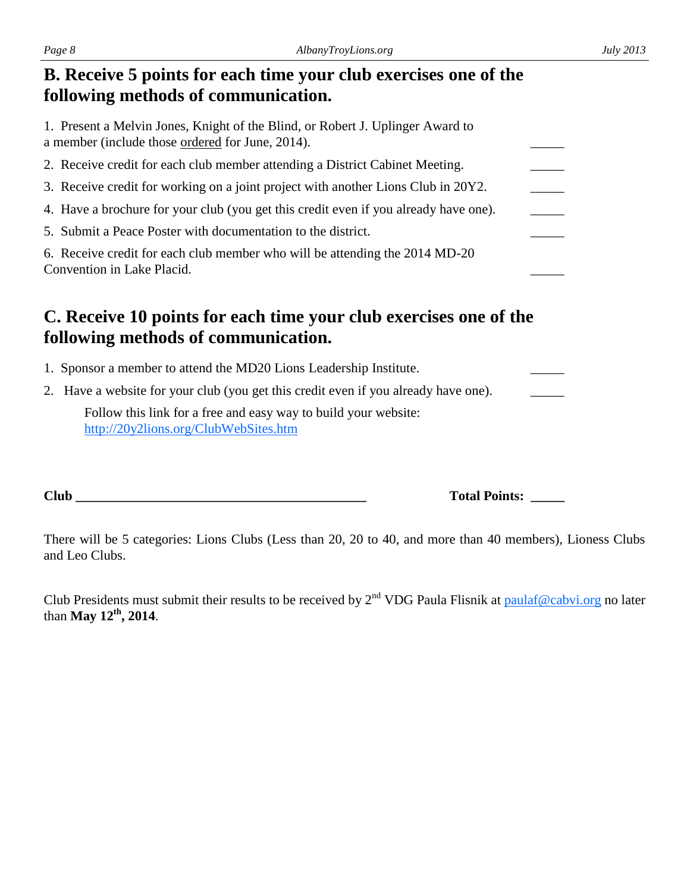## B. Receive 5 points for each time your club exercises one of the following methods of communication.

1. Present a Melvin Jones, Knight of the Blind, or Robert J. Uplinger Award to a member (include those ordered for June, 2014). _____
2. Receive credit for each club member attending a District Cabinet Meeting. _____
3. Receive credit for working on a joint project with another Lions Club in 20Y2. _____
4. Have a brochure for your club (you get this credit even if you already have one). _____
5. Submit a Peace Poster with documentation to the district. _____
6. Receive credit for each club member who will be attending the 2014 MD-20 Convention in Lake Placid. _____

## C. Receive 10 points for each time your club exercises one of the following methods of communication.

1. Sponsor a member to attend the MD20 Lions Leadership Institute. _____
2. Have a website for your club (you get this credit even if you already have one). _____

   Follow this link for a free and easy way to build your website: http://20y2lions.org/ClubWebSites.htm

**Club** ____________________________________________ **Total Points:** _____

There will be 5 categories: Lions Clubs (Less than 20, 20 to 40, and more than 40 members), Lioness Clubs and Leo Clubs.

Club Presidents must submit their results to be received by 2nd VDG Paula Flisnik at paulaf@cabvi.org no later than **May 12th, 2014**.